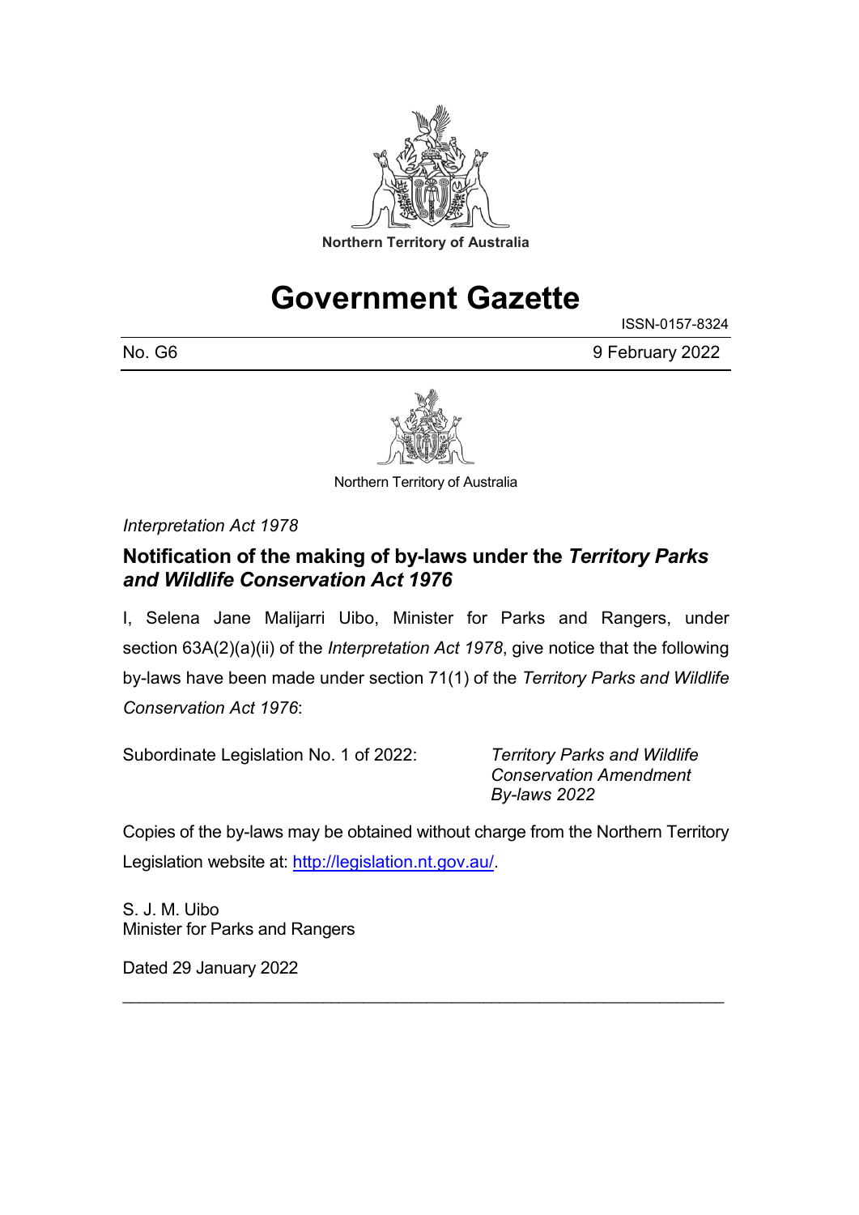Northern Territory of Australia

# Government Gazette

ISSN-0157-8324

No. G6 9 February 2022

Northern Territory of Australia

*Interpretation Act 1978*

## Notification of the making of by-laws under the *Territory Parks and Wildlife Conservation Act 1976*

I, Selena Jane Malijarri Uibo, Minister for Parks and Rangers, under section 63A(2)(a)(ii) of the *Interpretation Act 1978*, give notice that the following by-laws have been made under section 71(1) of the *Territory Parks and Wildlife Conservation Act 1976*:

Subordinate Legislation No. 1 of 2022: *Territory Parks and Wildlife Conservation Amendment By-laws 2022*

Copies of the by-laws may be obtained without charge from the Northern Territory Legislation website at: http://legislation.nt.gov.au/.

S. J. M. Uibo
Minister for Parks and Rangers

Dated 29 January 2022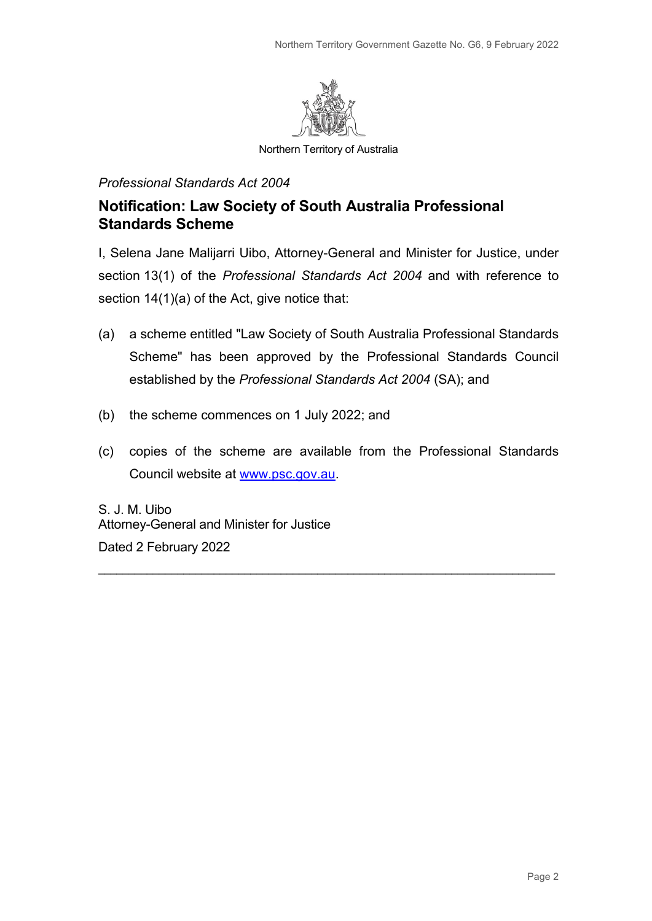Northern Territory of Australia

*Professional Standards Act 2004*

## Notification: Law Society of South Australia Professional Standards Scheme

I, Selena Jane Malijarri Uibo, Attorney-General and Minister for Justice, under section 13(1) of the *Professional Standards Act 2004* and with reference to section 14(1)(a) of the Act, give notice that:

(a) a scheme entitled "Law Society of South Australia Professional Standards Scheme" has been approved by the Professional Standards Council established by the *Professional Standards Act 2004* (SA); and

(b) the scheme commences on 1 July 2022; and

(c) copies of the scheme are available from the Professional Standards Council website at [www.psc.gov.au](http://www.psc.gov.au).

S. J. M. Uibo
Attorney-General and Minister for Justice

Dated 2 February 2022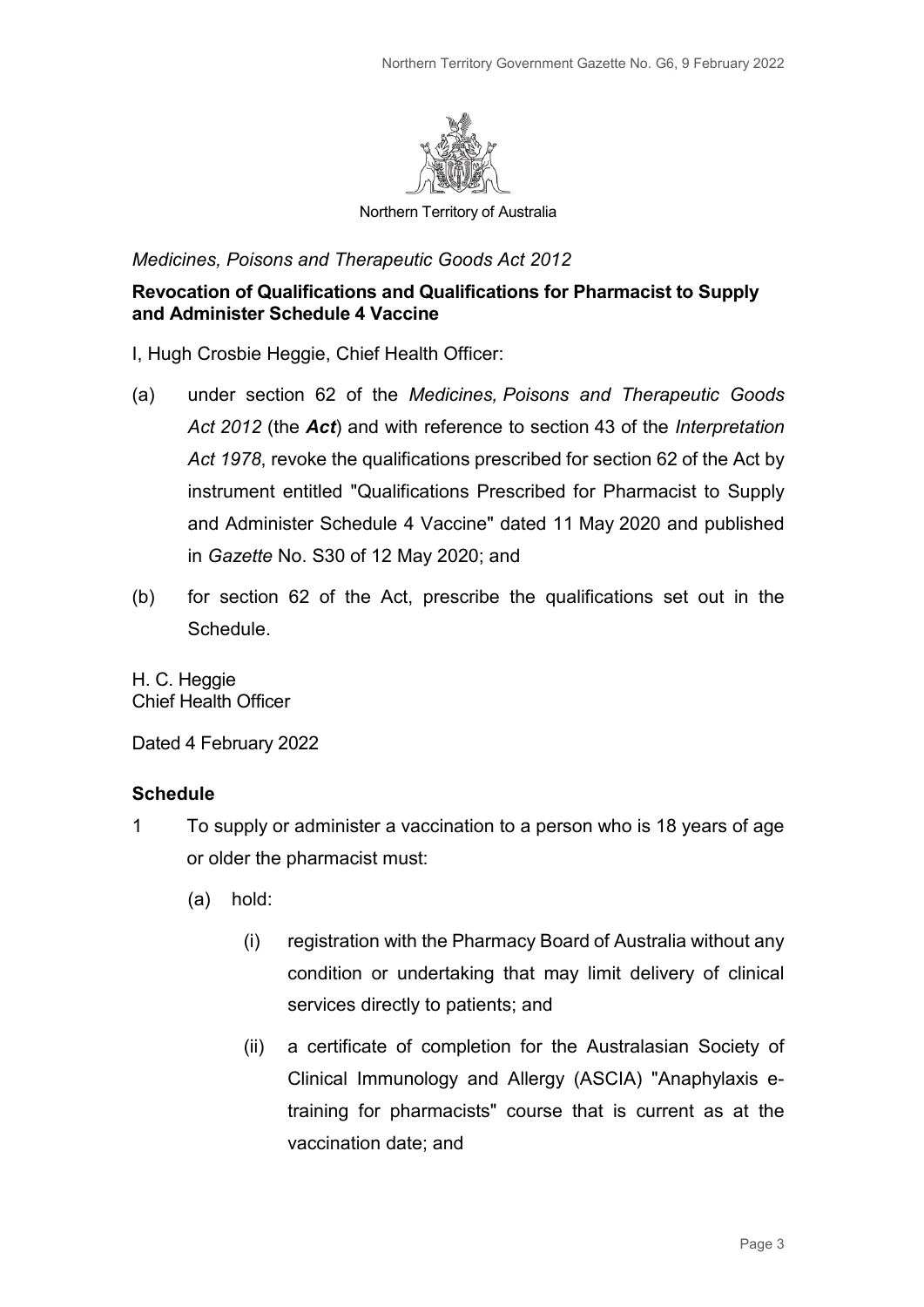Northern Territory of Australia

*Medicines, Poisons and Therapeutic Goods Act 2012*

**Revocation of Qualifications and Qualifications for Pharmacist to Supply and Administer Schedule 4 Vaccine**

I, Hugh Crosbie Heggie, Chief Health Officer:

(a) under section 62 of the *Medicines, Poisons and Therapeutic Goods Act 2012* (the ***Act***) and with reference to section 43 of the *Interpretation Act 1978*, revoke the qualifications prescribed for section 62 of the Act by instrument entitled "Qualifications Prescribed for Pharmacist to Supply and Administer Schedule 4 Vaccine" dated 11 May 2020 and published in *Gazette* No. S30 of 12 May 2020; and

(b) for section 62 of the Act, prescribe the qualifications set out in the Schedule.

H. C. Heggie
Chief Health Officer

Dated 4 February 2022

**Schedule**

1 To supply or administer a vaccination to a person who is 18 years of age or older the pharmacist must:

(a) hold:

(i) registration with the Pharmacy Board of Australia without any condition or undertaking that may limit delivery of clinical services directly to patients; and

(ii) a certificate of completion for the Australasian Society of Clinical Immunology and Allergy (ASCIA) "Anaphylaxis e-training for pharmacists" course that is current as at the vaccination date; and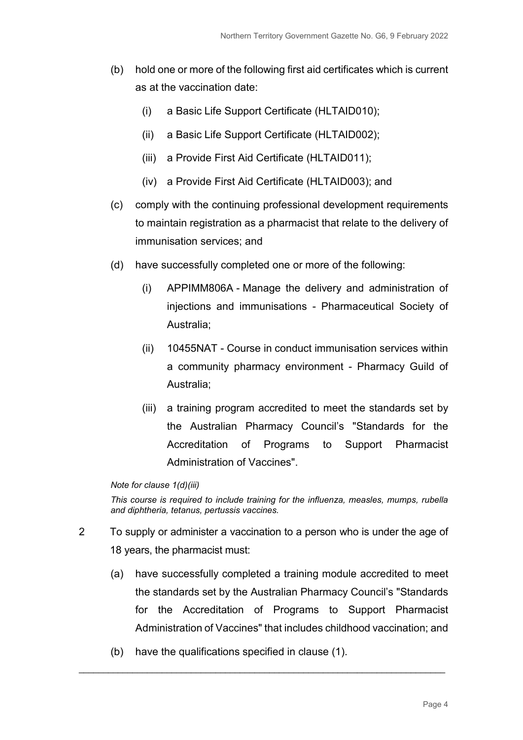(b) hold one or more of the following first aid certificates which is current as at the vaccination date:

 (i) a Basic Life Support Certificate (HLTAID010);

 (ii) a Basic Life Support Certificate (HLTAID002);

 (iii) a Provide First Aid Certificate (HLTAID011);

 (iv) a Provide First Aid Certificate (HLTAID003); and

(c) comply with the continuing professional development requirements to maintain registration as a pharmacist that relate to the delivery of immunisation services; and

(d) have successfully completed one or more of the following:

 (i) APPIMM806A - Manage the delivery and administration of injections and immunisations - Pharmaceutical Society of Australia;

 (ii) 10455NAT - Course in conduct immunisation services within a community pharmacy environment - Pharmacy Guild of Australia;

 (iii) a training program accredited to meet the standards set by the Australian Pharmacy Council's "Standards for the Accreditation of Programs to Support Pharmacist Administration of Vaccines".

*Note for clause 1(d)(iii)*

*This course is required to include training for the influenza, measles, mumps, rubella and diphtheria, tetanus, pertussis vaccines.*

2 To supply or administer a vaccination to a person who is under the age of 18 years, the pharmacist must:

(a) have successfully completed a training module accredited to meet the standards set by the Australian Pharmacy Council's "Standards for the Accreditation of Programs to Support Pharmacist Administration of Vaccines" that includes childhood vaccination; and

(b) have the qualifications specified in clause (1).

---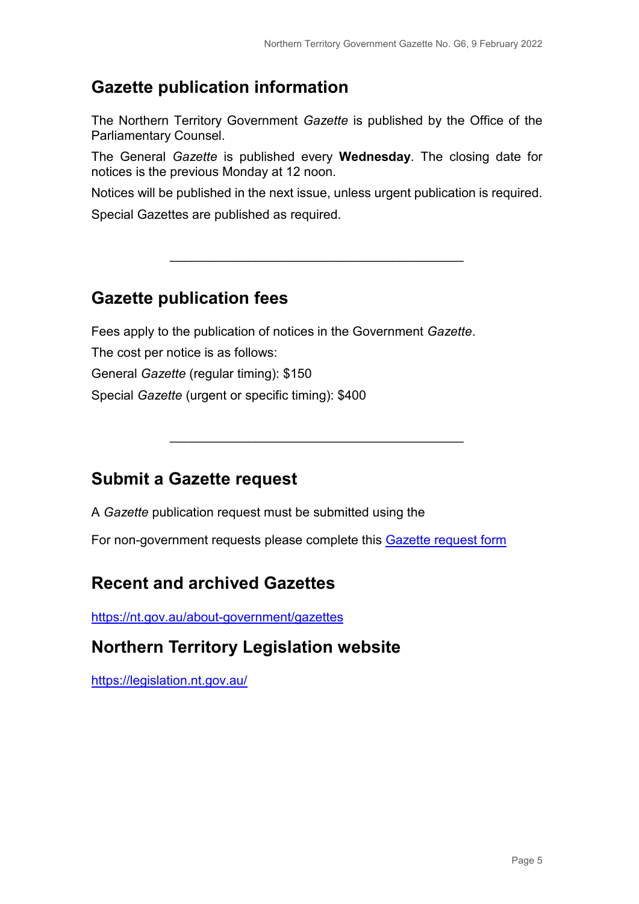## Gazette publication information

The Northern Territory Government *Gazette* is published by the Office of the Parliamentary Counsel.

The General *Gazette* is published every **Wednesday**. The closing date for notices is the previous Monday at 12 noon.

Notices will be published in the next issue, unless urgent publication is required.

Special Gazettes are published as required.

---

## Gazette publication fees

Fees apply to the publication of notices in the Government *Gazette*.

The cost per notice is as follows:

General *Gazette* (regular timing): $150

Special *Gazette* (urgent or specific timing): $400

---

## Submit a Gazette request

A *Gazette* publication request must be submitted using the

For non-government requests please complete this Gazette request form

## Recent and archived Gazettes

https://nt.gov.au/about-government/gazettes

## Northern Territory Legislation website

https://legislation.nt.gov.au/